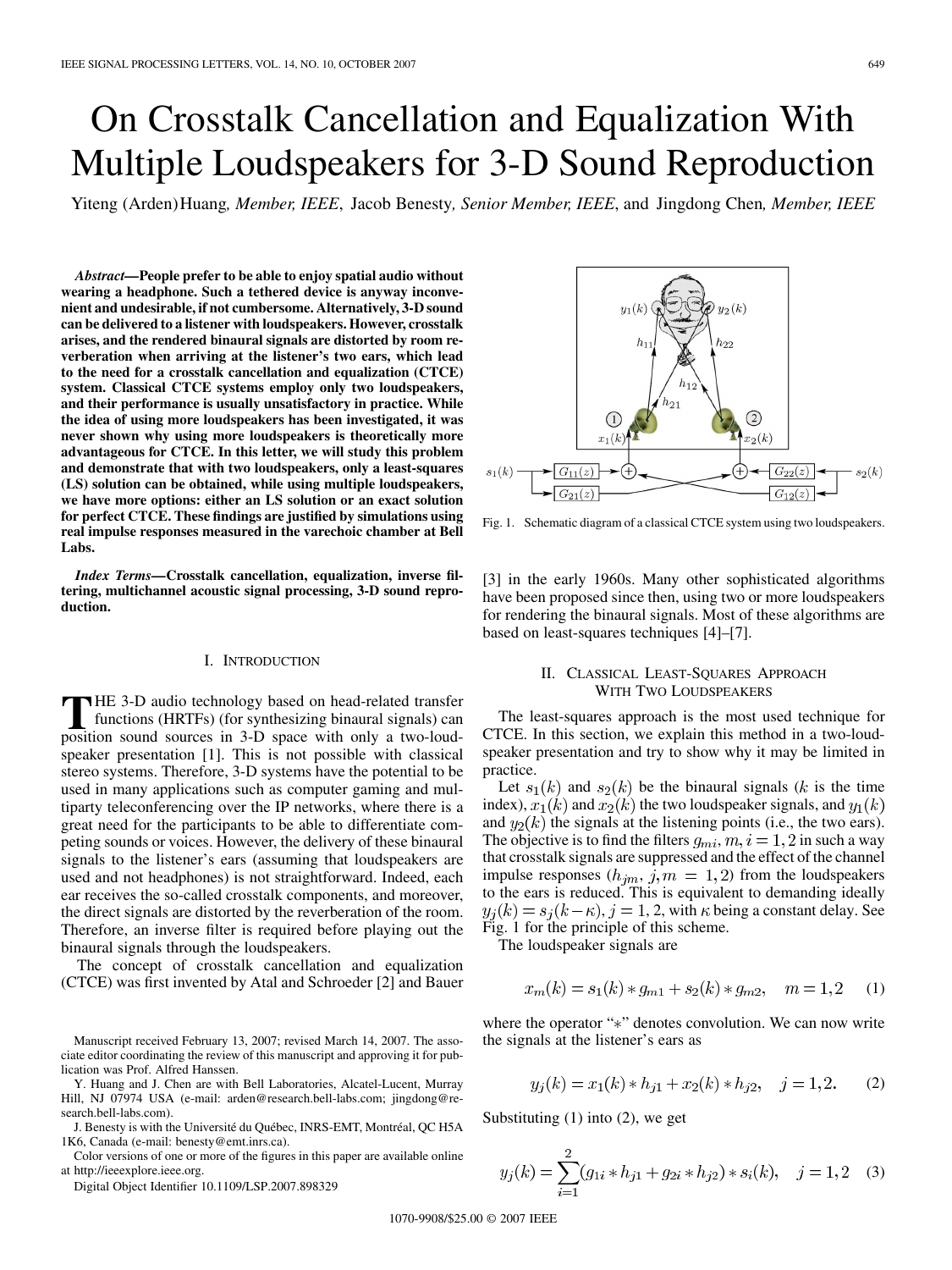# On Crosstalk Cancellation and Equalization With Multiple Loudspeakers for 3-D Sound Reproduction

Yiteng (Arden) Huang, *Member, IEEE*, Jacob Benesty, *Senior Member, IEEE*, and Jingdong Chen, *Member, IEEE*

***Abstract*—People prefer to be able to enjoy spatial audio without wearing a headphone. Such a tethered device is anyway inconvenient and undesirable, if not cumbersome. Alternatively, 3-D sound can be delivered to a listener with loudspeakers. However, crosstalk arises, and the rendered binaural signals are distorted by room reverberation when arriving at the listener's two ears, which lead to the need for a crosstalk cancellation and equalization (CTCE) system. Classical CTCE systems employ only two loudspeakers, and their performance is usually unsatisfactory in practice. While the idea of using more loudspeakers has been investigated, it was never shown why using more loudspeakers is theoretically more advantageous for CTCE. In this letter, we will study this problem and demonstrate that with two loudspeakers, only a least-squares (LS) solution can be obtained, while using multiple loudspeakers, we have more options: either an LS solution or an exact solution for perfect CTCE. These findings are justified by simulations using real impulse responses measured in the varechoic chamber at Bell Labs.**

***Index Terms*—Crosstalk cancellation, equalization, inverse filtering, multichannel acoustic signal processing, 3-D sound reproduction.**

## I. Introduction

The 3-D audio technology based on head-related transfer functions (HRTFs) (for synthesizing binaural signals) can position sound sources in 3-D space with only a two-loudspeaker presentation [1]. This is not possible with classical stereo systems. Therefore, 3-D systems have the potential to be used in many applications such as computer gaming and multiparty teleconferencing over the IP networks, where there is a great need for the participants to be able to differentiate competing sounds or voices. However, the delivery of these binaural signals to the listener's ears (assuming that loudspeakers are used and not headphones) is not straightforward. Indeed, each ear receives the so-called crosstalk components, and moreover, the direct signals are distorted by the reverberation of the room. Therefore, an inverse filter is required before playing out the binaural signals through the loudspeakers.

The concept of crosstalk cancellation and equalization (CTCE) was first invented by Atal and Schroeder [2] and Bauer [3] in the early 1960s. Many other sophisticated algorithms have been proposed since then, using two or more loudspeakers for rendering the binaural signals. Most of these algorithms are based on least-squares techniques [4]–[7].

Manuscript received February 13, 2007; revised March 14, 2007. The associate editor coordinating the review of this manuscript and approving it for publication was Prof. Alfred Hanssen.

Y. Huang and J. Chen are with Bell Laboratories, Alcatel-Lucent, Murray Hill, NJ 07974 USA (e-mail: arden@research.bell-labs.com; jingdong@research.bell-labs.com).

J. Benesty is with the Université du Québec, INRS-EMT, Montréal, QC H5A 1K6, Canada (e-mail: benesty@emt.inrs.ca).

Color versions of one or more of the figures in this paper are available online at http://ieeexplore.ieee.org.

Digital Object Identifier 10.1109/LSP.2007.898329

$y_1(k)$ $y_2(k)$ $h_{11}$ $h_{22}$ $h_{12}$ $h_{21}$ 1 2 $x_1(k)$ $x_2(k)$ $s_1(k)$ $G_{11}(z)$ $G_{21}(z)$ $G_{22}(z)$ $G_{12}(z)$ $s_2(k)$

Fig. 1. Schematic diagram of a classical CTCE system using two loudspeakers.

## II. Classical Least-Squares Approach With Two Loudspeakers

The least-squares approach is the most used technique for CTCE. In this section, we explain this method in a two-loudspeaker presentation and try to show why it may be limited in practice.

Let $s_1(k)$ and $s_2(k)$ be the binaural signals ($k$ is the time index), $x_1(k)$ and $x_2(k)$ the two loudspeaker signals, and $y_1(k)$ and $y_2(k)$ the signals at the listening points (i.e., the two ears). The objective is to find the filters $g_{mi}, m, i = 1, 2$ in such a way that crosstalk signals are suppressed and the effect of the channel impulse responses ($h_{jm}, j, m = 1, 2$) from the loudspeakers to the ears is reduced. This is equivalent to demanding ideally $y_j(k) = s_j(k - \kappa), j = 1, 2$, with $\kappa$ being a constant delay. See Fig. 1 for the principle of this scheme.

The loudspeaker signals are

$$x_m(k) = s_1(k) * g_{m1} + s_2(k) * g_{m2}, \quad m = 1, 2 \tag{1}$$

where the operator "$*$" denotes convolution. We can now write the signals at the listener's ears as

$$y_j(k) = x_1(k) * h_{j1} + x_2(k) * h_{j2}, \quad j = 1, 2. \tag{2}$$

Substituting (1) into (2), we get

$$y_j(k) = \sum_{i=1}^{2} (g_{1i} * h_{j1} + g_{2i} * h_{j2}) * s_i(k), \quad j = 1, 2 \tag{3}$$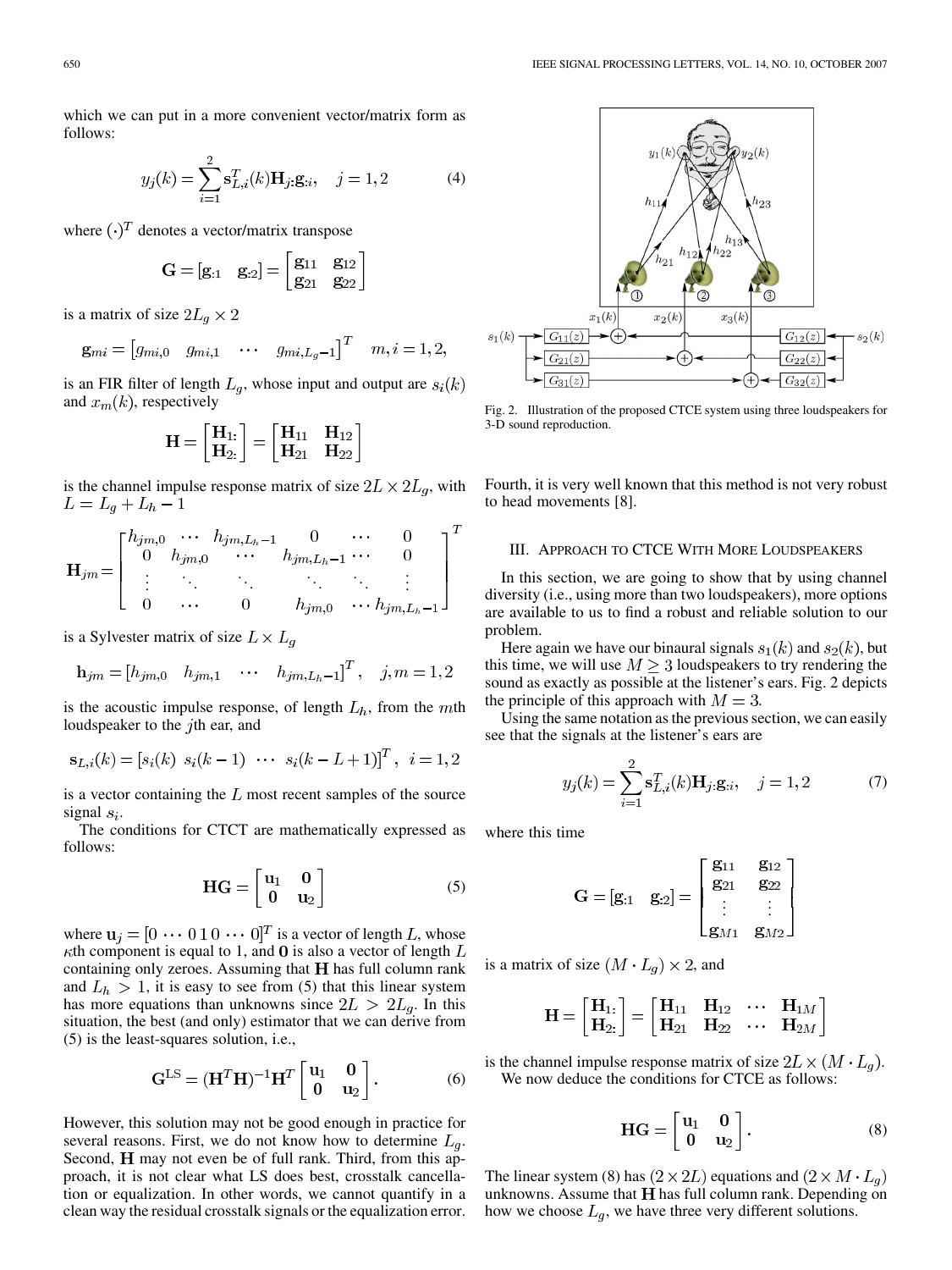which we can put in a more convenient vector/matrix form as follows:

$$y_j(k) = \sum_{i=1}^{2} \mathbf{s}_{L,i}^T(k)\mathbf{H}_{j:}\mathbf{g}_{:i}, \quad j = 1, 2 \tag{4}$$

where $(\cdot)^T$ denotes a vector/matrix transpose

$$\mathbf{G} = [\mathbf{g}_{:1} \quad \mathbf{g}_{:2}] = \begin{bmatrix} \mathbf{g}_{11} & \mathbf{g}_{12} \\ \mathbf{g}_{21} & \mathbf{g}_{22} \end{bmatrix}$$

is a matrix of size $2L_g \times 2$

$$\mathbf{g}_{mi} = \begin{bmatrix} g_{mi,0} & g_{mi,1} & \cdots & g_{mi,L_g-1} \end{bmatrix}^T \quad m, i = 1, 2,$$

is an FIR filter of length $L_g$, whose input and output are $s_i(k)$ and $x_m(k)$, respectively

$$\mathbf{H} = \begin{bmatrix} \mathbf{H}_{1:} \\ \mathbf{H}_{2:} \end{bmatrix} = \begin{bmatrix} \mathbf{H}_{11} & \mathbf{H}_{12} \\ \mathbf{H}_{21} & \mathbf{H}_{22} \end{bmatrix}$$

is the channel impulse response matrix of size $2L \times 2L_g$, with $L = L_g + L_h - 1$

$$\mathbf{H}_{jm} = \begin{bmatrix} h_{jm,0} & \cdots & h_{jm,L_h-1} & 0 & \cdots & 0 \\ 0 & h_{jm,0} & \cdots & h_{jm,L_h-1} & \cdots & 0 \\ \vdots & \ddots & \ddots & \ddots & \ddots & \vdots \\ 0 & \cdots & 0 & h_{jm,0} & \cdots & h_{jm,L_h-1} \end{bmatrix}^T$$

is a Sylvester matrix of size $L \times L_g$

$$\mathbf{h}_{jm} = \begin{bmatrix} h_{jm,0} & h_{jm,1} & \cdots & h_{jm,L_h-1} \end{bmatrix}^T, \quad j, m = 1, 2$$

is the acoustic impulse response, of length $L_h$, from the $m$th loudspeaker to the $j$th ear, and

$$\mathbf{s}_{L,i}(k) = [s_i(k) \ s_i(k-1) \ \cdots \ s_i(k-L+1)]^T, \quad i = 1, 2$$

is a vector containing the $L$ most recent samples of the source signal $s_i$.

The conditions for CTCT are mathematically expressed as follows:

$$\mathbf{H}\mathbf{G} = \begin{bmatrix} \mathbf{u}_1 & \mathbf{0} \\ \mathbf{0} & \mathbf{u}_2 \end{bmatrix} \tag{5}$$

where $\mathbf{u}_j = [0 \cdots 0 \, 1 \, 0 \cdots 0]^T$ is a vector of length $L$, whose $\kappa$th component is equal to 1, and $\mathbf{0}$ is also a vector of length $L$ containing only zeroes. Assuming that $\mathbf{H}$ has full column rank and $L_h > 1$, it is easy to see from (5) that this linear system has more equations than unknowns since $2L > 2L_g$. In this situation, the best (and only) estimator that we can derive from (5) is the least-squares solution, i.e.,

$$\mathbf{G}^{\text{LS}} = (\mathbf{H}^T\mathbf{H})^{-1}\mathbf{H}^T \begin{bmatrix} \mathbf{u}_1 & \mathbf{0} \\ \mathbf{0} & \mathbf{u}_2 \end{bmatrix}. \tag{6}$$

However, this solution may not be good enough in practice for several reasons. First, we do not know how to determine $L_g$. Second, $\mathbf{H}$ may not even be of full rank. Third, from this approach, it is not clear what LS does best, crosstalk cancellation or equalization. In other words, we cannot quantify in a clean way the residual crosstalk signals or the equalization error.

$y_1(k)$ $y_2(k)$ $h_{11}$ $h_{23}$ $h_{13}$ $h_{21}$ $h_{12}$ $h_{22}$ ① ② ③ $x_1(k)$ $x_2(k)$ $x_3(k)$ $s_1(k)$ $G_{11}(z)$ $G_{21}(z)$ $G_{31}(z)$ $G_{12}(z)$ $G_{22}(z)$ $G_{32}(z)$ $s_2(k)$

Fig. 2. Illustration of the proposed CTCE system using three loudspeakers for 3-D sound reproduction.

Fourth, it is very well known that this method is not very robust to head movements [8].

## III. Approach to CTCE With More Loudspeakers

In this section, we are going to show that by using channel diversity (i.e., using more than two loudspeakers), more options are available to us to find a robust and reliable solution to our problem.

Here again we have our binaural signals $s_1(k)$ and $s_2(k)$, but this time, we will use $M \geq 3$ loudspeakers to try rendering the sound as exactly as possible at the listener's ears. Fig. 2 depicts the principle of this approach with $M = 3$.

Using the same notation as the previous section, we can easily see that the signals at the listener's ears are

$$y_j(k) = \sum_{i=1}^{2} \mathbf{s}_{L,i}^T(k)\mathbf{H}_{j:}\mathbf{g}_{:i}, \quad j = 1, 2 \tag{7}$$

where this time

$$\mathbf{G} = [\mathbf{g}_{:1} \quad \mathbf{g}_{:2}] = \begin{bmatrix} \mathbf{g}_{11} & \mathbf{g}_{12} \\ \mathbf{g}_{21} & \mathbf{g}_{22} \\ \vdots & \vdots \\ \mathbf{g}_{M1} & \mathbf{g}_{M2} \end{bmatrix}$$

is a matrix of size $(M \cdot L_g) \times 2$, and

$$\mathbf{H} = \begin{bmatrix} \mathbf{H}_{1:} \\ \mathbf{H}_{2:} \end{bmatrix} = \begin{bmatrix} \mathbf{H}_{11} & \mathbf{H}_{12} & \cdots & \mathbf{H}_{1M} \\ \mathbf{H}_{21} & \mathbf{H}_{22} & \cdots & \mathbf{H}_{2M} \end{bmatrix}$$

is the channel impulse response matrix of size $2L \times (M \cdot L_g)$.

We now deduce the conditions for CTCE as follows:

$$\mathbf{H}\mathbf{G} = \begin{bmatrix} \mathbf{u}_1 & \mathbf{0} \\ \mathbf{0} & \mathbf{u}_2 \end{bmatrix}. \tag{8}$$

The linear system (8) has $(2 \times 2L)$ equations and $(2 \times M \cdot L_g)$ unknowns. Assume that $\mathbf{H}$ has full column rank. Depending on how we choose $L_g$, we have three very different solutions.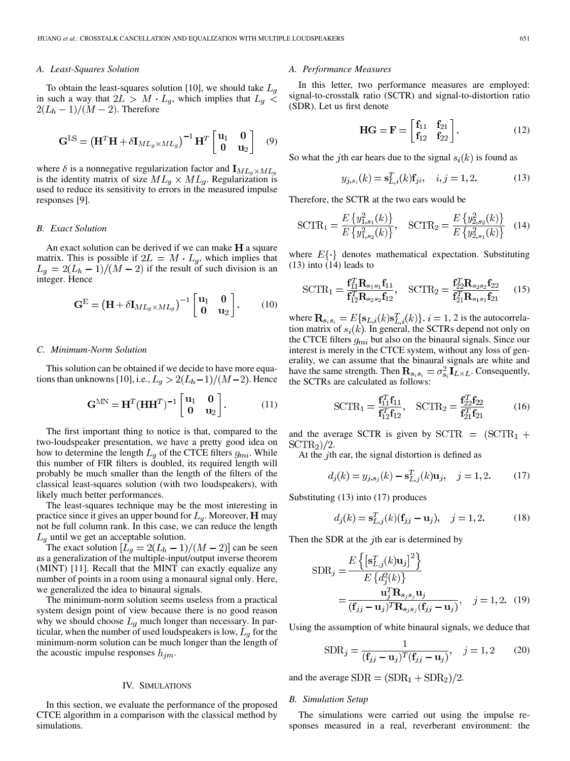### A. Least-Squares Solution

To obtain the least-squares solution [10], we should take $L_g$ in such a way that $2L > M \cdot L_g$, which implies that $L_g < 2(L_h - 1)/(M-2)$. Therefore

$$\mathbf{G}^{\text{LS}} = \left(\mathbf{H}^T\mathbf{H} + \delta \mathbf{I}_{ML_g \times ML_g}\right)^{-1} \mathbf{H}^T \begin{bmatrix} \mathbf{u}_1 & \mathbf{0} \\ \mathbf{0} & \mathbf{u}_2 \end{bmatrix} \quad (9)$$

where $\delta$ is a nonnegative regularization factor and $\mathbf{I}_{ML_g \times ML_g}$ is the identity matrix of size $ML_g \times ML_g$. Regularization is used to reduce its sensitivity to errors in the measured impulse responses [9].

### B. Exact Solution

An exact solution can be derived if we can make $\mathbf{H}$ a square matrix. This is possible if $2L = M \cdot L_g$, which implies that $L_g = 2(L_h - 1)/(M-2)$ if the result of such division is an integer. Hence

$$\mathbf{G}^{\text{E}} = \left(\mathbf{H} + \delta \mathbf{I}_{ML_g \times ML_g}\right)^{-1} \begin{bmatrix} \mathbf{u}_1 & \mathbf{0} \\ \mathbf{0} & \mathbf{u}_2 \end{bmatrix}. \quad (10)$$

### C. Minimum-Norm Solution

This solution can be obtained if we decide to have more equations than unknowns [10], i.e., $L_g > 2(L_h - 1)/(M-2)$. Hence

$$\mathbf{G}^{\text{MN}} = \mathbf{H}^T(\mathbf{H}\mathbf{H}^T)^{-1} \begin{bmatrix} \mathbf{u}_1 & \mathbf{0} \\ \mathbf{0} & \mathbf{u}_2 \end{bmatrix}. \quad (11)$$

The first important thing to notice is that, compared to the two-loudspeaker presentation, we have a pretty good idea on how to determine the length $L_g$ of the CTCE filters $g_{mi}$. While this number of FIR filters is doubled, its required length will probably be much smaller than the length of the filters of the classical least-squares solution (with two loudspeakers), with likely much better performances.

The least-squares technique may be the most interesting in practice since it gives an upper bound for $L_g$. Moreover, $\mathbf{H}$ may not be full column rank. In this case, we can reduce the length $L_g$ until we get an acceptable solution.

The exact solution $[L_g = 2(L_h - 1)/(M-2)]$ can be seen as a generalization of the multiple-input/output inverse theorem (MINT) [11]. Recall that the MINT can exactly equalize any number of points in a room using a monaural signal only. Here, we generalized the idea to binaural signals.

The minimum-norm solution seems useless from a practical system design point of view because there is no good reason why we should choose $L_g$ much longer than necessary. In particular, when the number of used loudspeakers is low, $L_g$ for the minimum-norm solution can be much longer than the length of the acoustic impulse responses $h_{jm}$.

## IV. Simulations

In this section, we evaluate the performance of the proposed CTCE algorithm in a comparison with the classical method by simulations.

### A. Performance Measures

In this letter, two performance measures are employed: signal-to-crosstalk ratio (SCTR) and signal-to-distortion ratio (SDR). Let us first denote

$$\mathbf{H}\mathbf{G} = \mathbf{F} = \begin{bmatrix} \mathbf{f}_{11} & \mathbf{f}_{21} \\ \mathbf{f}_{12} & \mathbf{f}_{22} \end{bmatrix}. \quad (12)$$

So what the $j$th ear hears due to the signal $s_i(k)$ is found as

$$y_{j,s_i}(k) = \mathbf{s}_{L,i}^T(k)\mathbf{f}_{ji}, \quad i,j = 1,2. \quad (13)$$

Therefore, the SCTR at the two ears would be

$$\text{SCTR}_1 = \frac{E\left\{y_{1,s_1}^2(k)\right\}}{E\left\{y_{1,s_2}^2(k)\right\}}, \quad \text{SCTR}_2 = \frac{E\left\{y_{2,s_2}^2(k)\right\}}{E\left\{y_{2,s_1}^2(k)\right\}} \quad (14)$$

where $E\{\cdot\}$ denotes mathematical expectation. Substituting (13) into (14) leads to

$$\text{SCTR}_1 = \frac{\mathbf{f}_{11}^T\mathbf{R}_{s_1s_1}\mathbf{f}_{11}}{\mathbf{f}_{12}^T\mathbf{R}_{s_2s_2}\mathbf{f}_{12}}, \quad \text{SCTR}_2 = \frac{\mathbf{f}_{22}^T\mathbf{R}_{s_2s_2}\mathbf{f}_{22}}{\mathbf{f}_{21}^T\mathbf{R}_{s_1s_1}\mathbf{f}_{21}} \quad (15)$$

where $\mathbf{R}_{s_is_i} = E\{\mathbf{s}_{L,i}(k)\mathbf{s}_{L,i}^T(k)\}, i = 1, 2$ is the autocorrelation matrix of $s_i(k)$. In general, the SCTRs depend not only on the CTCE filters $g_{mi}$ but also on the binaural signals. Since our interest is merely in the CTCE system, without any loss of generality, we can assume that the binaural signals are white and have the same strength. Then $\mathbf{R}_{s_is_i} = \sigma_{s_i}^2\mathbf{I}_{L\times L}$. Consequently, the SCTRs are calculated as follows:

$$\text{SCTR}_1 = \frac{\mathbf{f}_{11}^T\mathbf{f}_{11}}{\mathbf{f}_{12}^T\mathbf{f}_{12}}, \quad \text{SCTR}_2 = \frac{\mathbf{f}_{22}^T\mathbf{f}_{22}}{\mathbf{f}_{21}^T\mathbf{f}_{21}} \quad (16)$$

and the average SCTR is given by $\text{SCTR} = (\text{SCTR}_1 + \text{SCTR}_2)/2$.

At the $j$th ear, the signal distortion is defined as

$$d_j(k) = y_{j,s_j}(k) - \mathbf{s}_{L,j}^T(k)\mathbf{u}_j, \quad j = 1,2. \quad (17)$$

Substituting (13) into (17) produces

$$d_j(k) = \mathbf{s}_{L,j}^T(k)(\mathbf{f}_{jj} - \mathbf{u}_j), \quad j = 1,2. \quad (18)$$

Then the SDR at the $j$th ear is determined by

$$\begin{aligned} \text{SDR}_j &= \frac{E\left\{\left[\mathbf{s}_{L,j}^T(k)\mathbf{u}_j\right]^2\right\}}{E\left\{d_j^2(k)\right\}} \\ &= \frac{\mathbf{u}_j^T\mathbf{R}_{s_js_j}\mathbf{u}_j}{(\mathbf{f}_{jj} - \mathbf{u}_j)^T\mathbf{R}_{s_js_j}(\mathbf{f}_{jj} - \mathbf{u}_j)}, \quad j = 1,2. \quad (19) \end{aligned}$$

Using the assumption of white binaural signals, we deduce that

$$\text{SDR}_j = \frac{1}{(\mathbf{f}_{jj} - \mathbf{u}_j)^T(\mathbf{f}_{jj} - \mathbf{u}_j)}, \quad j = 1,2 \quad (20)$$

and the average $\text{SDR} = (\text{SDR}_1 + \text{SDR}_2)/2$.

### B. Simulation Setup

The simulations were carried out using the impulse responses measured in a real, reverberant environment: the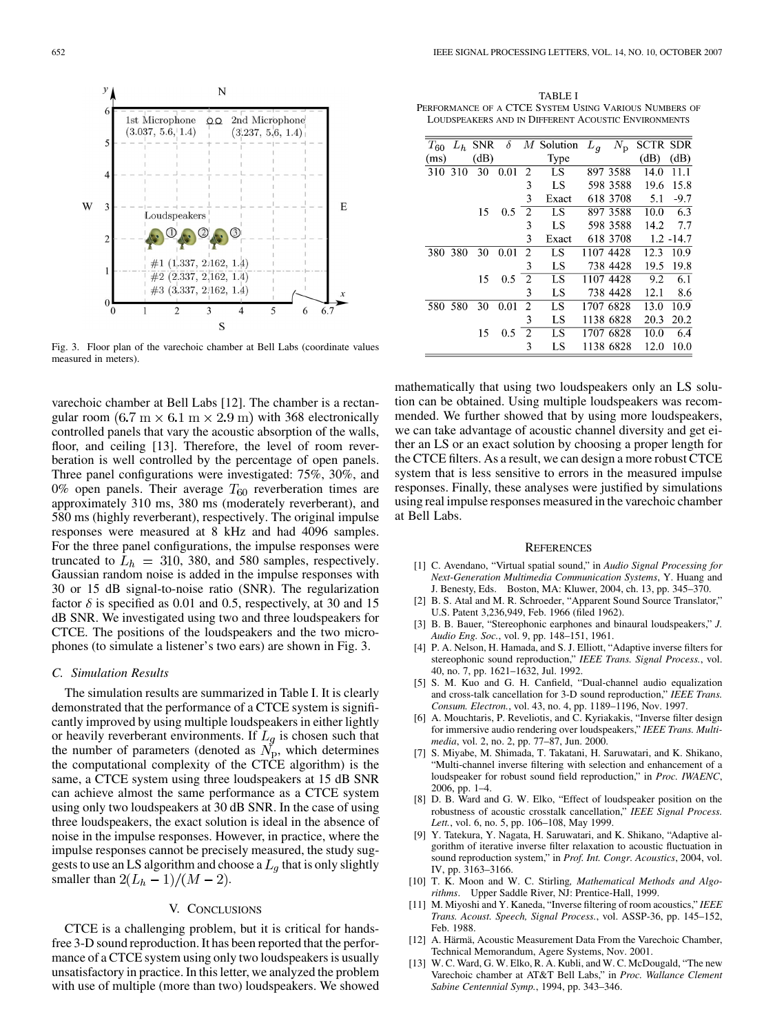y

N

1st Microphone (3.037, 5.6, 1.4)

2nd Microphone (3.237, 5.6, 1.4)

W

E

Loudspeakers

① ② ③

#1 (1.337, 2.162, 1.4)

#2 (2.337, 2.162, 1.4)

#3 (3.337, 2.162, 1.4)

S

x

0 1 2 3 4 5 6 6.7

0 1 2 3 4 5 6

Fig. 3. Floor plan of the varechoic chamber at Bell Labs (coordinate values measured in meters).

TABLE I
PERFORMANCE OF A CTCE SYSTEM USING VARIOUS NUMBERS OF LOUDSPEAKERS AND IN DIFFERENT ACOUSTIC ENVIRONMENTS

| $T_{60}$ (ms) | $L_h$ | SNR (dB) | $\delta$ | $M$ | Solution Type | $L_g$ | $N_\mathrm{p}$ | SCTR (dB) | SDR (dB) |
|---|---|---|---|---|---|---|---|---|---|
| 310 | 310 | 30 | 0.01 | 2 | LS | 897 | 3588 | 14.0 | 11.1 |
| | | | | 3 | LS | 598 | 3588 | 19.6 | 15.8 |
| | | | | 3 | Exact | 618 | 3708 | 5.1 | -9.7 |
| | | 15 | 0.5 | 2 | LS | 897 | 3588 | 10.0 | 6.3 |
| | | | | 3 | LS | 598 | 3588 | 14.2 | 7.7 |
| | | | | 3 | Exact | 618 | 3708 | 1.2 | -14.7 |
| 380 | 380 | 30 | 0.01 | 2 | LS | 1107 | 4428 | 12.3 | 10.9 |
| | | | | 3 | LS | 738 | 4428 | 19.5 | 19.8 |
| | | 15 | 0.5 | 2 | LS | 1107 | 4428 | 9.2 | 6.1 |
| | | | | 3 | LS | 738 | 4428 | 12.1 | 8.6 |
| 580 | 580 | 30 | 0.01 | 2 | LS | 1707 | 6828 | 13.0 | 10.9 |
| | | | | 3 | LS | 1138 | 6828 | 20.3 | 20.2 |
| | | 15 | 0.5 | 2 | LS | 1707 | 6828 | 10.0 | 6.4 |
| | | | | 3 | LS | 1138 | 6828 | 12.0 | 10.0 |

varechoic chamber at Bell Labs [12]. The chamber is a rectangular room $(6.7\ \mathrm{m} \times 6.1\ \mathrm{m} \times 2.9\ \mathrm{m})$ with 368 electronically controlled panels that vary the acoustic absorption of the walls, floor, and ceiling [13]. Therefore, the level of room reverberation is well controlled by the percentage of open panels. Three panel configurations were investigated: 75%, 30%, and 0% open panels. Their average $T_{60}$ reverberation times are approximately 310 ms, 380 ms (moderately reverberant), and 580 ms (highly reverberant), respectively. The original impulse responses were measured at 8 kHz and had 4096 samples. For the three panel configurations, the impulse responses were truncated to $L_h = 310$, 380, and 580 samples, respectively. Gaussian random noise is added in the impulse responses with 30 or 15 dB signal-to-noise ratio (SNR). The regularization factor $\delta$ is specified as 0.01 and 0.5, respectively, at 30 and 15 dB SNR. We investigated using two and three loudspeakers for CTCE. The positions of the loudspeakers and the two microphones (to simulate a listener's two ears) are shown in Fig. 3.

### C. Simulation Results

The simulation results are summarized in Table I. It is clearly demonstrated that the performance of a CTCE system is significantly improved by using multiple loudspeakers in either lightly or heavily reverberant environments. If $L_g$ is chosen such that the number of parameters (denoted as $N_\mathrm{p}$, which determines the computational complexity of the CTCE algorithm) is the same, a CTCE system using three loudspeakers at 15 dB SNR can achieve almost the same performance as a CTCE system using only two loudspeakers at 30 dB SNR. In the case of using three loudspeakers, the exact solution is ideal in the absence of noise in the impulse responses. However, in practice, where the impulse responses cannot be precisely measured, the study suggests to use an LS algorithm and choose a $L_g$ that is only slightly smaller than $2(L_h - 1)/(M - 2)$.

## V. CONCLUSIONS

CTCE is a challenging problem, but it is critical for hands-free 3-D sound reproduction. It has been reported that the performance of a CTCE system using only two loudspeakers is usually unsatisfactory in practice. In this letter, we analyzed the problem with use of multiple (more than two) loudspeakers. We showed mathematically that using two loudspeakers only an LS solution can be obtained. Using multiple loudspeakers was recommended. We further showed that by using more loudspeakers, we can take advantage of acoustic channel diversity and get either an LS or an exact solution by choosing a proper length for the CTCE filters. As a result, we can design a more robust CTCE system that is less sensitive to errors in the measured impulse responses. Finally, these analyses were justified by simulations using real impulse responses measured in the varechoic chamber at Bell Labs.

## REFERENCES

[1] C. Avendano, "Virtual spatial sound," in *Audio Signal Processing for Next-Generation Multimedia Communication Systems*, Y. Huang and J. Benesty, Eds. Boston, MA: Kluwer, 2004, ch. 13, pp. 345–370.

[2] B. S. Atal and M. R. Schroeder, "Apparent Sound Source Translator," U.S. Patent 3,236,949, Feb. 1966 (filed 1962).

[3] B. B. Bauer, "Stereophonic earphones and binaural loudspeakers," *J. Audio Eng. Soc.*, vol. 9, pp. 148–151, 1961.

[4] P. A. Nelson, H. Hamada, and S. J. Elliott, "Adaptive inverse filters for stereophonic sound reproduction," *IEEE Trans. Signal Process.*, vol. 40, no. 7, pp. 1621–1632, Jul. 1992.

[5] S. M. Kuo and G. H. Canfield, "Dual-channel audio equalization and cross-talk cancellation for 3-D sound reproduction," *IEEE Trans. Consum. Electron.*, vol. 43, no. 4, pp. 1189–1196, Nov. 1997.

[6] A. Mouchtaris, P. Reveliotis, and C. Kyriakakis, "Inverse filter design for immersive audio rendering over loudspeakers," *IEEE Trans. Multimedia*, vol. 2, no. 2, pp. 77–87, Jun. 2000.

[7] S. Miyabe, M. Shimada, T. Takatani, H. Saruwatari, and K. Shikano, "Multi-channel inverse filtering with selection and enhancement of a loudspeaker for robust sound field reproduction," in *Proc. IWAENC*, 2006, pp. 1–4.

[8] D. B. Ward and G. W. Elko, "Effect of loudspeaker position on the robustness of acoustic crosstalk cancellation," *IEEE Signal Process. Lett.*, vol. 6, no. 5, pp. 106–108, May 1999.

[9] Y. Tatekura, Y. Nagata, H. Saruwatari, and K. Shikano, "Adaptive algorithm of iterative inverse filter relaxation to acoustic fluctuation in sound reproduction system," in *Prof. Int. Congr. Acoustics*, 2004, vol. IV, pp. 3163–3166.

[10] T. K. Moon and W. C. Stirling, *Mathematical Methods and Algorithms*. Upper Saddle River, NJ: Prentice-Hall, 1999.

[11] M. Miyoshi and Y. Kaneda, "Inverse filtering of room acoustics," *IEEE Trans. Acoust. Speech, Signal Process.*, vol. ASSP-36, pp. 145–152, Feb. 1988.

[12] A. Härmä, Acoustic Measurement Data From the Varechoic Chamber, Technical Memorandum, Agere Systems, Nov. 2001.

[13] W. C. Ward, G. W. Elko, R. A. Kubli, and W. C. McDougald, "The new Varechoic chamber at AT&T Bell Labs," in *Proc. Wallance Clement Sabine Centennial Symp.*, 1994, pp. 343–346.